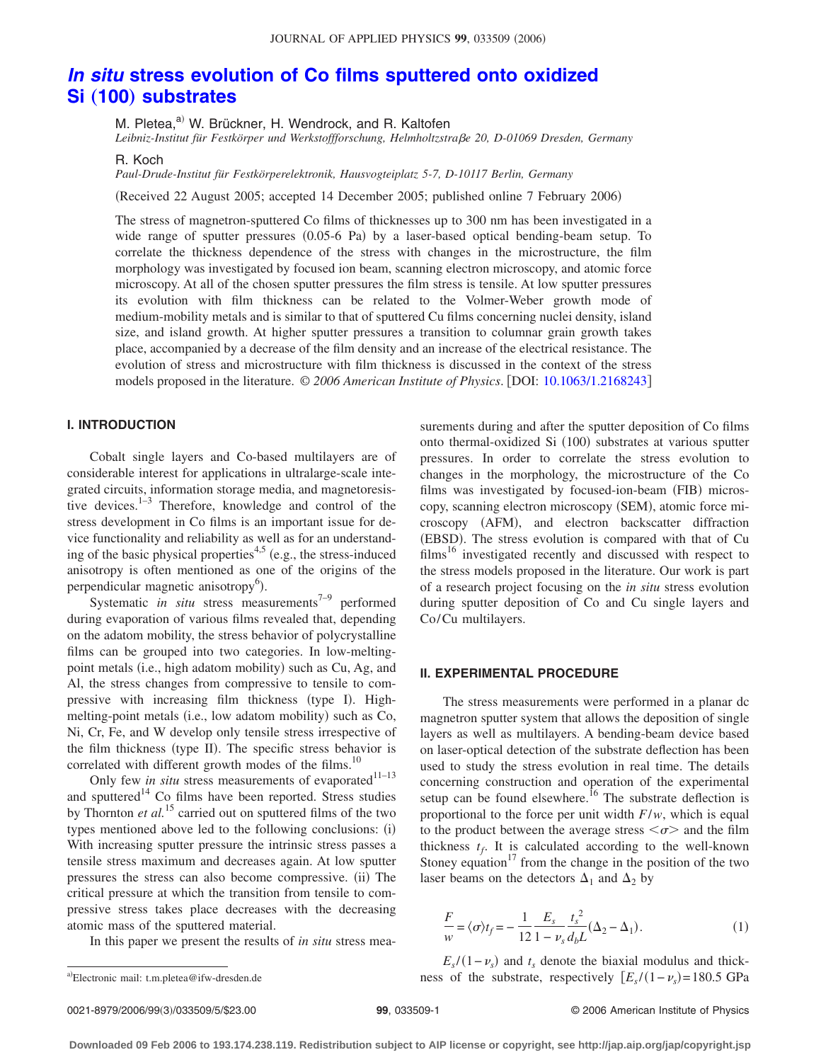# *In situ* stress evolution of Co films sputtered onto oxidized Si (100) substrates

M. Pletea,[a)] W. Brückner, H. Wendrock, and R. Kaltofen

*Leibniz-Institut für Festkörper und Werkstoffforschung, Helmholtzstraβe 20, D-01069 Dresden, Germany*

R. Koch

*Paul-Drude-Institut für Festkörperelektronik, Hausvogteiplatz 5-7, D-10117 Berlin, Germany*

(Received 22 August 2005; accepted 14 December 2005; published online 7 February 2006)

The stress of magnetron-sputtered Co films of thicknesses up to 300 nm has been investigated in a wide range of sputter pressures (0.05-6 Pa) by a laser-based optical bending-beam setup. To correlate the thickness dependence of the stress with changes in the microstructure, the film morphology was investigated by focused ion beam, scanning electron microscopy, and atomic force microscopy. At all of the chosen sputter pressures the film stress is tensile. At low sputter pressures its evolution with film thickness can be related to the Volmer-Weber growth mode of medium-mobility metals and is similar to that of sputtered Cu films concerning nuclei density, island size, and island growth. At higher sputter pressures a transition to columnar grain growth takes place, accompanied by a decrease of the film density and an increase of the electrical resistance. The evolution of stress and microstructure with film thickness is discussed in the context of the stress models proposed in the literature. © *2006 American Institute of Physics*. [DOI: 10.1063/1.2168243]

## I. INTRODUCTION

Cobalt single layers and Co-based multilayers are of considerable interest for applications in ultralarge-scale integrated circuits, information storage media, and magnetoresistive devices.[1–3] Therefore, knowledge and control of the stress development in Co films is an important issue for device functionality and reliability as well as for an understanding of the basic physical properties[4,5] (e.g., the stress-induced anisotropy is often mentioned as one of the origins of the perpendicular magnetic anisotropy[6]).

Systematic *in situ* stress measurements[7–9] performed during evaporation of various films revealed that, depending on the adatom mobility, the stress behavior of polycrystalline films can be grouped into two categories. In low-melting-point metals (i.e., high adatom mobility) such as Cu, Ag, and Al, the stress changes from compressive to tensile to compressive with increasing film thickness (type I). High-melting-point metals (i.e., low adatom mobility) such as Co, Ni, Cr, Fe, and W develop only tensile stress irrespective of the film thickness (type II). The specific stress behavior is correlated with different growth modes of the films.[10]

Only few *in situ* stress measurements of evaporated[11–13] and sputtered[14] Co films have been reported. Stress studies by Thornton *et al.*[15] carried out on sputtered films of the two types mentioned above led to the following conclusions: (i) With increasing sputter pressure the intrinsic stress passes a tensile stress maximum and decreases again. At low sputter pressures the stress can also become compressive. (ii) The critical pressure at which the transition from tensile to compressive stress takes place decreases with the decreasing atomic mass of the sputtered material.

In this paper we present the results of *in situ* stress measurements during and after the sputter deposition of Co films onto thermal-oxidized Si (100) substrates at various sputter pressures. In order to correlate the stress evolution to changes in the morphology, the microstructure of the Co films was investigated by focused-ion-beam (FIB) microscopy, scanning electron microscopy (SEM), atomic force microscopy (AFM), and electron backscatter diffraction (EBSD). The stress evolution is compared with that of Cu films[16] investigated recently and discussed with respect to the stress models proposed in the literature. Our work is part of a research project focusing on the *in situ* stress evolution during sputter deposition of Co and Cu single layers and Co/Cu multilayers.

## II. EXPERIMENTAL PROCEDURE

The stress measurements were performed in a planar dc magnetron sputter system that allows the deposition of single layers as well as multilayers. A bending-beam device based on laser-optical detection of the substrate deflection has been used to study the stress evolution in real time. The details concerning construction and operation of the experimental setup can be found elsewhere.[16] The substrate deflection is proportional to the force per unit width $F/w$, which is equal to the product between the average stress $<\sigma>$ and the film thickness $t_f$. It is calculated according to the well-known Stoney equation[17] from the change in the position of the two laser beams on the detectors $\Delta_1$ and $\Delta_2$ by

$$\frac{F}{w} = \langle\sigma\rangle t_f = -\frac{1}{12}\frac{E_s}{1-\nu_s}\frac{t_s^2}{d_b L}(\Delta_2 - \Delta_1). \tag{1}$$

$E_s/(1-\nu_s)$ and $t_s$ denote the biaxial modulus and thickness of the substrate, respectively [$E_s/(1-\nu_s)=180.5$ GPa

[a)]Electronic mail: t.m.pletea@ifw-dresden.de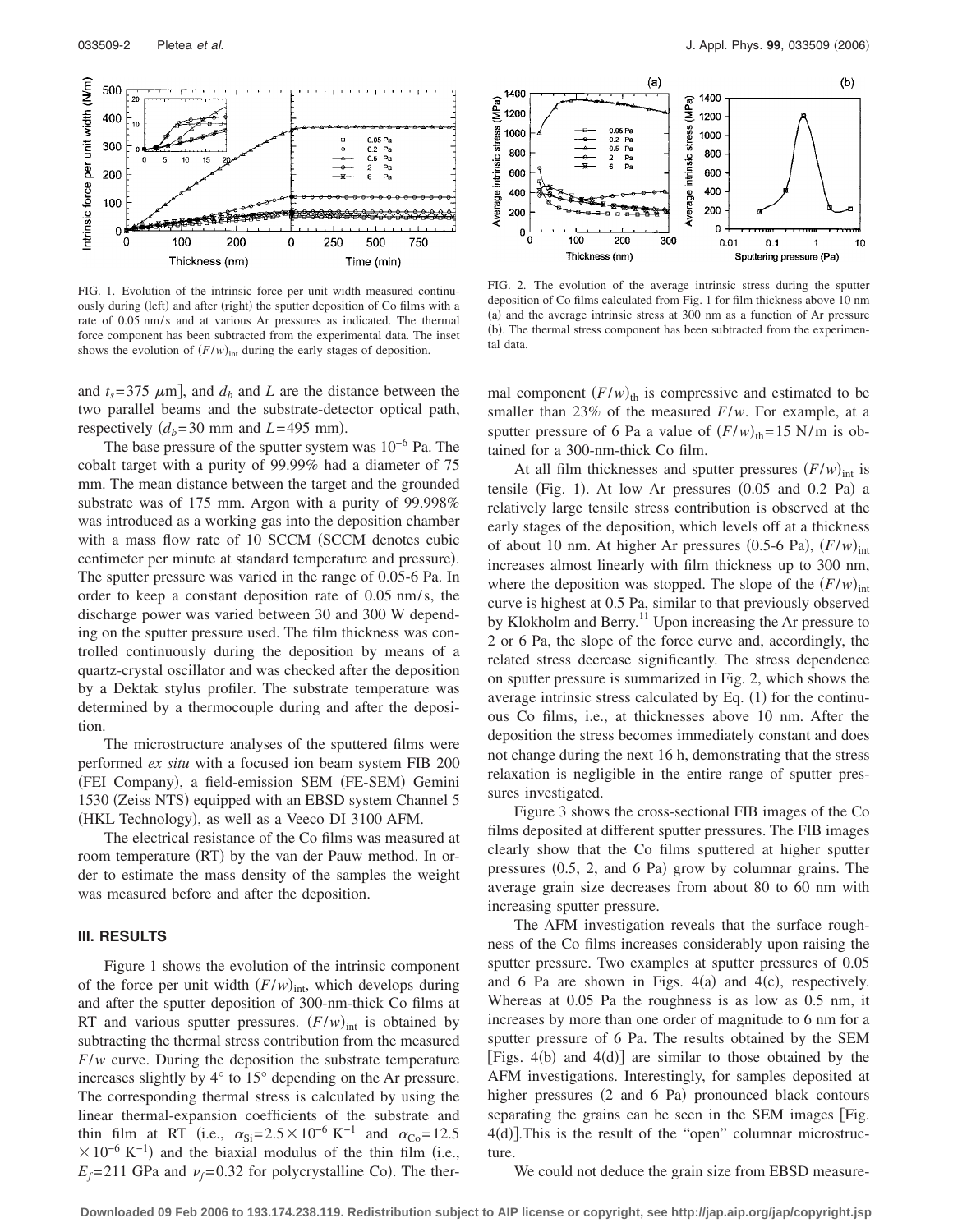FIG. 1. Evolution of the intrinsic force per unit width measured continuously during (left) and after (right) the sputter deposition of Co films with a rate of 0.05 nm/s and at various Ar pressures as indicated. The thermal force component has been subtracted from the experimental data. The inset shows the evolution of $(F/w)_{int}$ during the early stages of deposition.

FIG. 2. The evolution of the average intrinsic stress during the sputter deposition of Co films calculated from Fig. 1 for film thickness above 10 nm (a) and the average intrinsic stress at 300 nm as a function of Ar pressure (b). The thermal stress component has been subtracted from the experimental data.

and $t_s = 375\ \mu$m], and $d_b$ and $L$ are the distance between the two parallel beams and the substrate-detector optical path, respectively ($d_b = 30$ mm and $L = 495$ mm).

The base pressure of the sputter system was $10^{-6}$ Pa. The cobalt target with a purity of 99.99% had a diameter of 75 mm. The mean distance between the target and the grounded substrate was of 175 mm. Argon with a purity of 99.998% was introduced as a working gas into the deposition chamber with a mass flow rate of 10 SCCM (SCCM denotes cubic centimeter per minute at standard temperature and pressure). The sputter pressure was varied in the range of 0.05-6 Pa. In order to keep a constant deposition rate of 0.05 nm/s, the discharge power was varied between 30 and 300 W depending on the sputter pressure used. The film thickness was controlled continuously during the deposition by means of a quartz-crystal oscillator and was checked after the deposition by a Dektak stylus profiler. The substrate temperature was determined by a thermocouple during and after the deposition.

The microstructure analyses of the sputtered films were performed *ex situ* with a focused ion beam system FIB 200 (FEI Company), a field-emission SEM (FE-SEM) Gemini 1530 (Zeiss NTS) equipped with an EBSD system Channel 5 (HKL Technology), as well as a Veeco DI 3100 AFM.

The electrical resistance of the Co films was measured at room temperature (RT) by the van der Pauw method. In order to estimate the mass density of the samples the weight was measured before and after the deposition.

## III. RESULTS

Figure 1 shows the evolution of the intrinsic component of the force per unit width $(F/w)_{int}$, which develops during and after the sputter deposition of 300-nm-thick Co films at RT and various sputter pressures. $(F/w)_{int}$ is obtained by subtracting the thermal stress contribution from the measured $F/w$ curve. During the deposition the substrate temperature increases slightly by 4° to 15° depending on the Ar pressure. The corresponding thermal stress is calculated by using the linear thermal-expansion coefficients of the substrate and thin film at RT (i.e., $\alpha_{Si} = 2.5 \times 10^{-6}\ K^{-1}$ and $\alpha_{Co} = 12.5 \times 10^{-6}\ K^{-1}$) and the biaxial modulus of the thin film (i.e., $E_f = 211$ GPa and $\nu_f = 0.32$ for polycrystalline Co). The thermal component $(F/w)_{th}$ is compressive and estimated to be smaller than 23% of the measured $F/w$. For example, at a sputter pressure of 6 Pa a value of $(F/w)_{th} = 15$ N/m is obtained for a 300-nm-thick Co film.

At all film thicknesses and sputter pressures $(F/w)_{int}$ is tensile (Fig. 1). At low Ar pressures (0.05 and 0.2 Pa) a relatively large tensile stress contribution is observed at the early stages of the deposition, which levels off at a thickness of about 10 nm. At higher Ar pressures (0.5-6 Pa), $(F/w)_{int}$ increases almost linearly with film thickness up to 300 nm, where the deposition was stopped. The slope of the $(F/w)_{int}$ curve is highest at 0.5 Pa, similar to that previously observed by Klokholm and Berry.[11] Upon increasing the Ar pressure to 2 or 6 Pa, the slope of the force curve and, accordingly, the related stress decrease significantly. The stress dependence on sputter pressure is summarized in Fig. 2, which shows the average intrinsic stress calculated by Eq. (1) for the continuous Co films, i.e., at thicknesses above 10 nm. After the deposition the stress becomes immediately constant and does not change during the next 16 h, demonstrating that the stress relaxation is negligible in the entire range of sputter pressures investigated.

Figure 3 shows the cross-sectional FIB images of the Co films deposited at different sputter pressures. The FIB images clearly show that the Co films sputtered at higher sputter pressures (0.5, 2, and 6 Pa) grow by columnar grains. The average grain size decreases from about 80 to 60 nm with increasing sputter pressure.

The AFM investigation reveals that the surface roughness of the Co films increases considerably upon raising the sputter pressure. Two examples at sputter pressures of 0.05 and 6 Pa are shown in Figs. 4(a) and 4(c), respectively. Whereas at 0.05 Pa the roughness is as low as 0.5 nm, it increases by more than one order of magnitude to 6 nm for a sputter pressure of 6 Pa. The results obtained by the SEM [Figs. 4(b) and 4(d)] are similar to those obtained by the AFM investigations. Interestingly, for samples deposited at higher pressures (2 and 6 Pa) pronounced black contours separating the grains can be seen in the SEM images [Fig. 4(d)].This is the result of the "open" columnar microstructure.

We could not deduce the grain size from EBSD measure-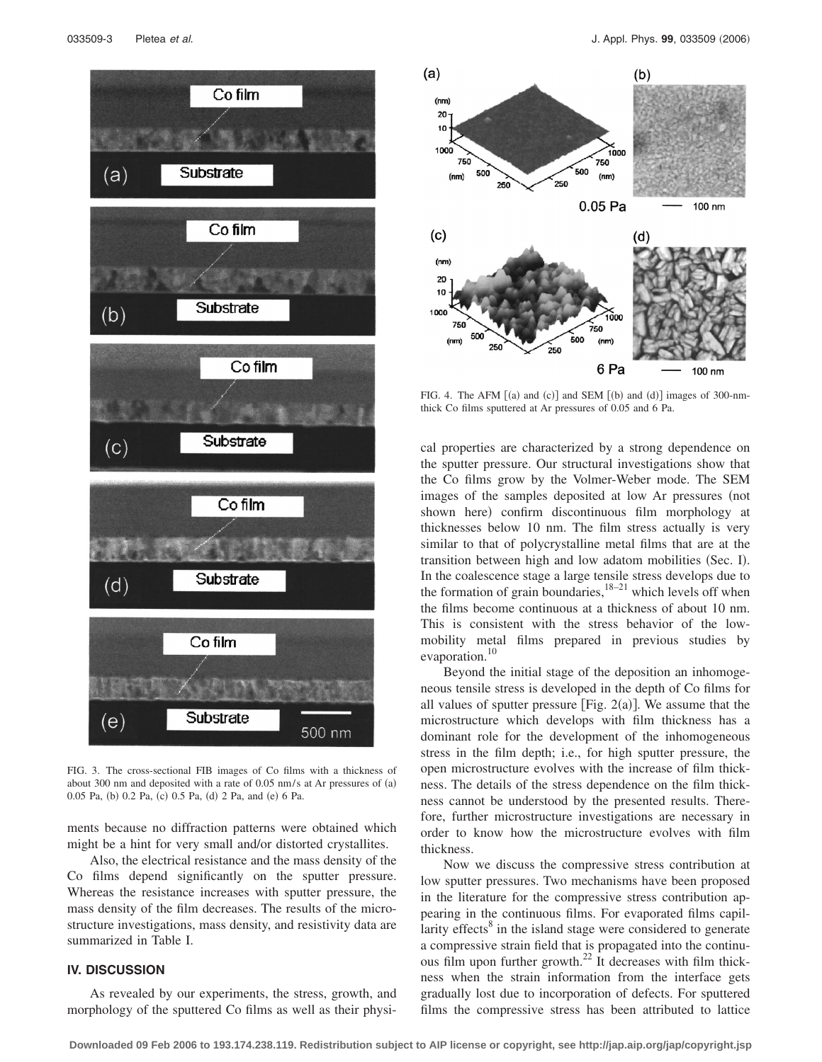FIG. 3. The cross-sectional FIB images of Co films with a thickness of about 300 nm and deposited with a rate of 0.05 nm/s at Ar pressures of (a) 0.05 Pa, (b) 0.2 Pa, (c) 0.5 Pa, (d) 2 Pa, and (e) 6 Pa.

ments because no diffraction patterns were obtained which might be a hint for very small and/or distorted crystallites.

Also, the electrical resistance and the mass density of the Co films depend significantly on the sputter pressure. Whereas the resistance increases with sputter pressure, the mass density of the film decreases. The results of the microstructure investigations, mass density, and resistivity data are summarized in Table I.

## IV. DISCUSSION

As revealed by our experiments, the stress, growth, and morphology of the sputtered Co films as well as their physical properties are characterized by a strong dependence on the sputter pressure. Our structural investigations show that the Co films grow by the Volmer-Weber mode. The SEM images of the samples deposited at low Ar pressures (not shown here) confirm discontinuous film morphology at thicknesses below 10 nm. The film stress actually is very similar to that of polycrystalline metal films that are at the transition between high and low adatom mobilities (Sec. I). In the coalescence stage a large tensile stress develops due to the formation of grain boundaries,[18–21] which levels off when the films become continuous at a thickness of about 10 nm. This is consistent with the stress behavior of the low-mobility metal films prepared in previous studies by evaporation.[10]

FIG. 4. The AFM [(a) and (c)] and SEM [(b) and (d)] images of 300-nm-thick Co films sputtered at Ar pressures of 0.05 and 6 Pa.

Beyond the initial stage of the deposition an inhomogeneous tensile stress is developed in the depth of Co films for all values of sputter pressure [Fig. 2(a)]. We assume that the microstructure which develops with film thickness has a dominant role for the development of the inhomogeneous stress in the film depth; i.e., for high sputter pressure, the open microstructure evolves with the increase of film thickness. The details of the stress dependence on the film thickness cannot be understood by the presented results. Therefore, further microstructure investigations are necessary in order to know how the microstructure evolves with film thickness.

Now we discuss the compressive stress contribution at low sputter pressures. Two mechanisms have been proposed in the literature for the compressive stress contribution appearing in the continuous films. For evaporated films capillarity effects[8] in the island stage were considered to generate a compressive strain field that is propagated into the continuous film upon further growth.[22] It decreases with film thickness when the strain information from the interface gets gradually lost due to incorporation of defects. For sputtered films the compressive stress has been attributed to lattice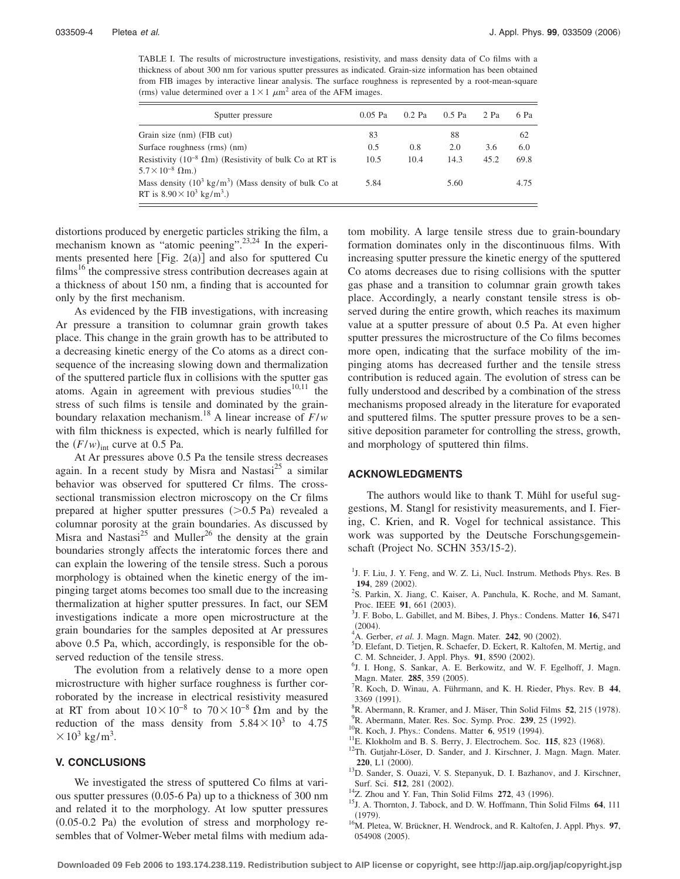TABLE I. The results of microstructure investigations, resistivity, and mass density data of Co films with a thickness of about 300 nm for various sputter pressures as indicated. Grain-size information has been obtained from FIB images by interactive linear analysis. The surface roughness is represented by a root-mean-square (rms) value determined over a $1\times1\ \mu m^2$ area of the AFM images.

| Sputter pressure | 0.05 Pa | 0.2 Pa | 0.5 Pa | 2 Pa | 6 Pa |
|---|---|---|---|---|---|
| Grain size (nm) (FIB cut) | 83 | | 88 | | 62 |
| Surface roughness (rms) (nm) | 0.5 | 0.8 | 2.0 | 3.6 | 6.0 |
| Resistivity ($10^{-8}\ \Omega$m) (Resistivity of bulk Co at RT is $5.7\times10^{-8}\ \Omega$m.) | 10.5 | 10.4 | 14.3 | 45.2 | 69.8 |
| Mass density ($10^3$ kg/m$^3$) (Mass density of bulk Co at RT is $8.90\times10^3$ kg/m$^3$.) | 5.84 | | 5.60 | | 4.75 |

distortions produced by energetic particles striking the film, a mechanism known as "atomic peening".[23,24] In the experiments presented here [Fig. 2(a)] and also for sputtered Cu films[16] the compressive stress contribution decreases again at a thickness of about 150 nm, a finding that is accounted for only by the first mechanism.

As evidenced by the FIB investigations, with increasing Ar pressure a transition to columnar grain growth takes place. This change in the grain growth has to be attributed to a decreasing kinetic energy of the Co atoms as a direct consequence of the increasing slowing down and thermalization of the sputtered particle flux in collisions with the sputter gas atoms. Again in agreement with previous studies[10,11] the stress of such films is tensile and dominated by the grain-boundary relaxation mechanism.[18] A linear increase of $F/w$ with film thickness is expected, which is nearly fulfilled for the $(F/w)_{\text{int}}$ curve at 0.5 Pa.

At Ar pressures above 0.5 Pa the tensile stress decreases again. In a recent study by Misra and Nastasi[25] a similar behavior was observed for sputtered Cr films. The cross-sectional transmission electron microscopy on the Cr films prepared at higher sputter pressures (>0.5 Pa) revealed a columnar porosity at the grain boundaries. As discussed by Misra and Nastasi[25] and Muller[26] the density at the grain boundaries strongly affects the interatomic forces there and can explain the lowering of the tensile stress. Such a porous morphology is obtained when the kinetic energy of the impinging target atoms becomes too small due to the increasing thermalization at higher sputter pressures. In fact, our SEM investigations indicate a more open microstructure at the grain boundaries for the samples deposited at Ar pressures above 0.5 Pa, which, accordingly, is responsible for the observed reduction of the tensile stress.

The evolution from a relatively dense to a more open microstructure with higher surface roughness is further corroborated by the increase in electrical resistivity measured at RT from about $10\times10^{-8}$ to $70\times10^{-8}\ \Omega$m and by the reduction of the mass density from $5.84\times10^3$ to $4.75\times10^3$ kg/m$^3$.

## V. CONCLUSIONS

We investigated the stress of sputtered Co films at various sputter pressures (0.05-6 Pa) up to a thickness of 300 nm and related it to the morphology. At low sputter pressures (0.05-0.2 Pa) the evolution of stress and morphology resembles that of Volmer-Weber metal films with medium adatom mobility. A large tensile stress due to grain-boundary formation dominates only in the discontinuous films. With increasing sputter pressure the kinetic energy of the sputtered Co atoms decreases due to rising collisions with the sputter gas phase and a transition to columnar grain growth takes place. Accordingly, a nearly constant tensile stress is observed during the entire growth, which reaches its maximum value at a sputter pressure of about 0.5 Pa. At even higher sputter pressures the microstructure of the Co films becomes more open, indicating that the surface mobility of the impinging atoms has decreased further and the tensile stress contribution is reduced again. The evolution of stress can be fully understood and described by a combination of the stress mechanisms proposed already in the literature for evaporated and sputtered films. The sputter pressure proves to be a sensitive deposition parameter for controlling the stress, growth, and morphology of sputtered thin films.

## ACKNOWLEDGMENTS

The authors would like to thank T. Mühl for useful suggestions, M. Stangl for resistivity measurements, and I. Fiering, C. Krien, and R. Vogel for technical assistance. This work was supported by the Deutsche Forschungsgemeinschaft (Project No. SCHN 353/15-2).

[1] J. F. Liu, J. Y. Feng, and W. Z. Li, Nucl. Instrum. Methods Phys. Res. B **194**, 289 (2002).
[2] S. Parkin, X. Jiang, C. Kaiser, A. Panchula, K. Roche, and M. Samant, Proc. IEEE **91**, 661 (2003).
[3] J. F. Bobo, L. Gabillet, and M. Bibes, J. Phys.: Condens. Matter **16**, S471 (2004).
[4] A. Gerber, *et al.* J. Magn. Magn. Mater. **242**, 90 (2002).
[5] D. Elefant, D. Tietjen, R. Schaefer, D. Eckert, R. Kaltofen, M. Mertig, and C. M. Schneider, J. Appl. Phys. **91**, 8590 (2002).
[6] J. I. Hong, S. Sankar, A. E. Berkowitz, and W. F. Egelhoff, J. Magn. Magn. Mater. **285**, 359 (2005).
[7] R. Koch, D. Winau, A. Führmann, and K. H. Rieder, Phys. Rev. B **44**, 3369 (1991).
[8] R. Abermann, R. Kramer, and J. Mäser, Thin Solid Films **52**, 215 (1978).
[9] R. Abermann, Mater. Res. Soc. Symp. Proc. **239**, 25 (1992).
[10] R. Koch, J. Phys.: Condens. Matter **6**, 9519 (1994).
[11] E. Klokholm and B. S. Berry, J. Electrochem. Soc. **115**, 823 (1968).
[12] Th. Gutjahr-Löser, D. Sander, and J. Kirschner, J. Magn. Magn. Mater. **220**, L1 (2000).
[13] D. Sander, S. Ouazi, V. S. Stepanyuk, D. I. Bazhanov, and J. Kirschner, Surf. Sci. **512**, 281 (2002).
[14] Z. Zhou and Y. Fan, Thin Solid Films **272**, 43 (1996).
[15] J. A. Thornton, J. Tabock, and D. W. Hoffmann, Thin Solid Films **64**, 111 (1979).
[16] M. Pletea, W. Brückner, H. Wendrock, and R. Kaltofen, J. Appl. Phys. **97**, 054908 (2005).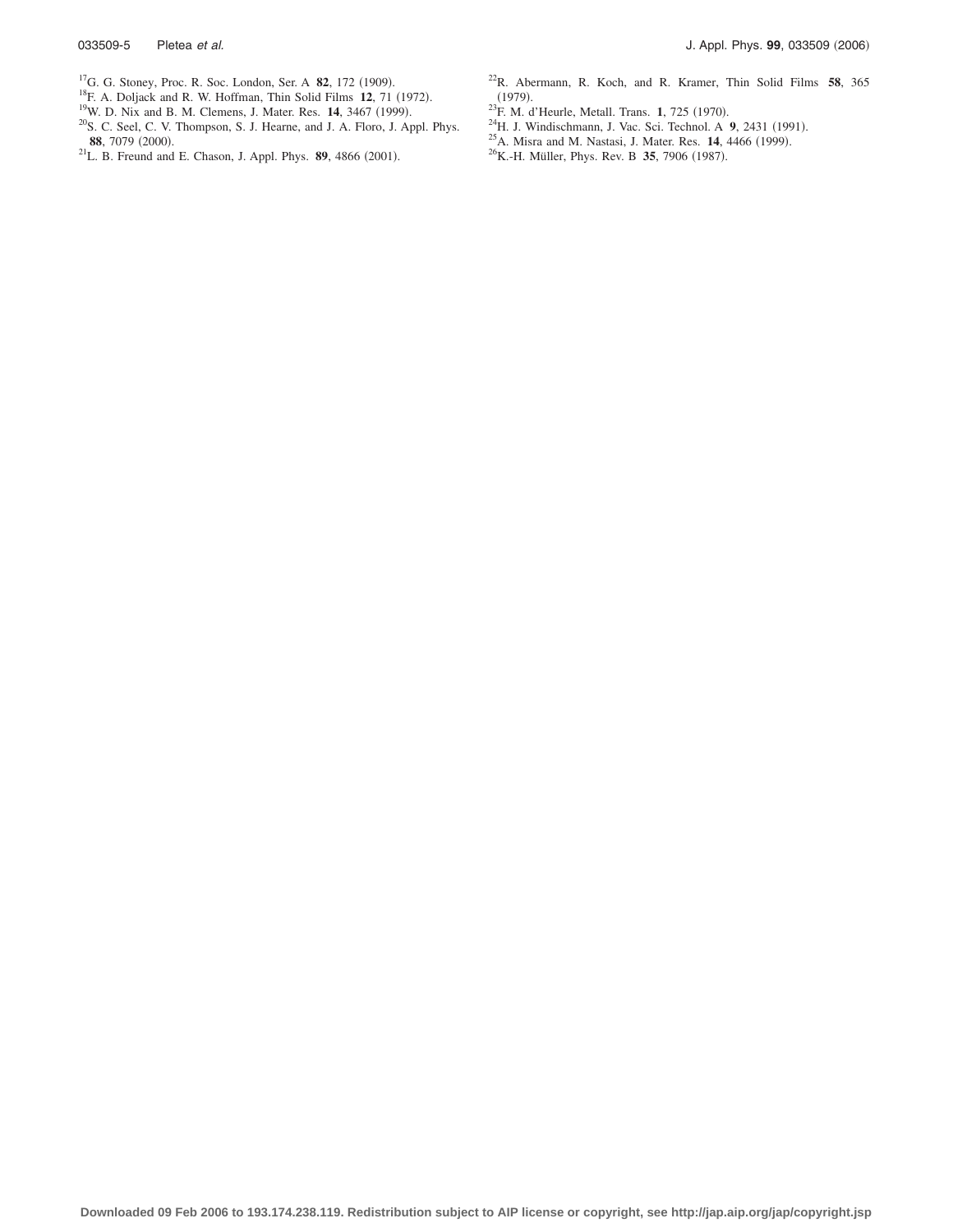[17] G. G. Stoney, Proc. R. Soc. London, Ser. A **82**, 172 (1909).

[18] F. A. Doljack and R. W. Hoffman, Thin Solid Films **12**, 71 (1972).

[19] W. D. Nix and B. M. Clemens, J. Mater. Res. **14**, 3467 (1999).

[20] S. C. Seel, C. V. Thompson, S. J. Hearne, and J. A. Floro, J. Appl. Phys. **88**, 7079 (2000).

[21] L. B. Freund and E. Chason, J. Appl. Phys. **89**, 4866 (2001).

[22] R. Abermann, R. Koch, and R. Kramer, Thin Solid Films **58**, 365 (1979).

[23] F. M. d'Heurle, Metall. Trans. **1**, 725 (1970).

[24] H. J. Windischmann, J. Vac. Sci. Technol. A **9**, 2431 (1991).

[25] A. Misra and M. Nastasi, J. Mater. Res. **14**, 4466 (1999).

[26] K.-H. Müller, Phys. Rev. B **35**, 7906 (1987).